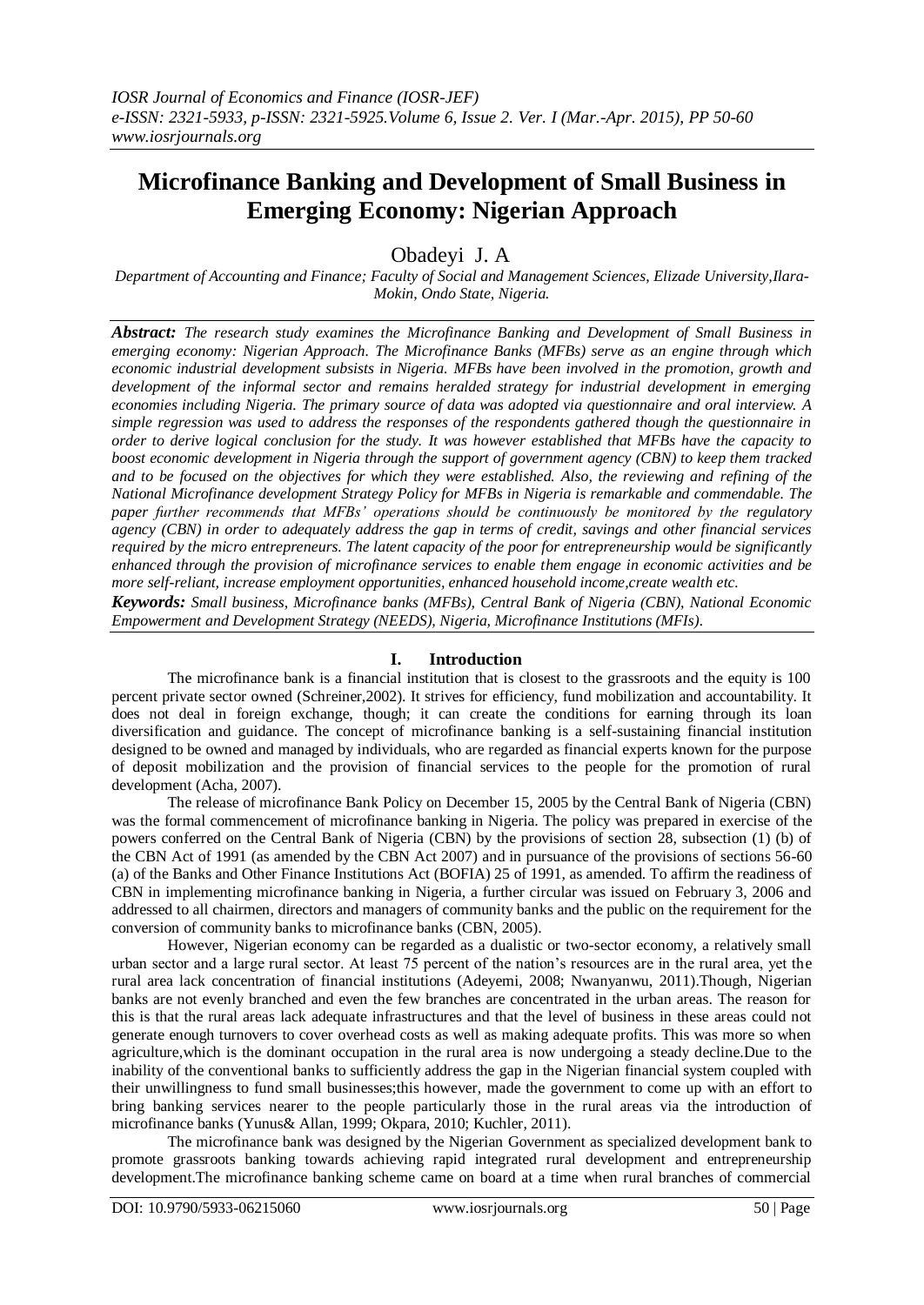# Microfinance Banking and Development of Small Business in Emerging Economy: Nigerian Approach

Obadeyi J. A

*Department of Accounting and Finance; Faculty of Social and Management Sciences, Elizade University,Ilara-Mokin, Ondo State, Nigeria.*

***Abstract:*** *The research study examines the Microfinance Banking and Development of Small Business in emerging economy: Nigerian Approach. The Microfinance Banks (MFBs) serve as an engine through which economic industrial development subsists in Nigeria. MFBs have been involved in the promotion, growth and development of the informal sector and remains heralded strategy for industrial development in emerging economies including Nigeria. The primary source of data was adopted via questionnaire and oral interview. A simple regression was used to address the responses of the respondents gathered though the questionnaire in order to derive logical conclusion for the study. It was however established that MFBs have the capacity to boost economic development in Nigeria through the support of government agency (CBN) to keep them tracked and to be focused on the objectives for which they were established. Also, the reviewing and refining of the National Microfinance development Strategy Policy for MFBs in Nigeria is remarkable and commendable. The paper further recommends that MFBs' operations should be continuously be monitored by the regulatory agency (CBN) in order to adequately address the gap in terms of credit, savings and other financial services required by the micro entrepreneurs. The latent capacity of the poor for entrepreneurship would be significantly enhanced through the provision of microfinance services to enable them engage in economic activities and be more self-reliant, increase employment opportunities, enhanced household income,create wealth etc.*

***Keywords:*** *Small business, Microfinance banks (MFBs), Central Bank of Nigeria (CBN), National Economic Empowerment and Development Strategy (NEEDS), Nigeria, Microfinance Institutions (MFIs).*

## I. Introduction

The microfinance bank is a financial institution that is closest to the grassroots and the equity is 100 percent private sector owned (Schreiner,2002). It strives for efficiency, fund mobilization and accountability. It does not deal in foreign exchange, though; it can create the conditions for earning through its loan diversification and guidance. The concept of microfinance banking is a self-sustaining financial institution designed to be owned and managed by individuals, who are regarded as financial experts known for the purpose of deposit mobilization and the provision of financial services to the people for the promotion of rural development (Acha, 2007).

The release of microfinance Bank Policy on December 15, 2005 by the Central Bank of Nigeria (CBN) was the formal commencement of microfinance banking in Nigeria. The policy was prepared in exercise of the powers conferred on the Central Bank of Nigeria (CBN) by the provisions of section 28, subsection (1) (b) of the CBN Act of 1991 (as amended by the CBN Act 2007) and in pursuance of the provisions of sections 56-60 (a) of the Banks and Other Finance Institutions Act (BOFIA) 25 of 1991, as amended. To affirm the readiness of CBN in implementing microfinance banking in Nigeria, a further circular was issued on February 3, 2006 and addressed to all chairmen, directors and managers of community banks and the public on the requirement for the conversion of community banks to microfinance banks (CBN, 2005).

However, Nigerian economy can be regarded as a dualistic or two-sector economy, a relatively small urban sector and a large rural sector. At least 75 percent of the nation's resources are in the rural area, yet the rural area lack concentration of financial institutions (Adeyemi, 2008; Nwanyanwu, 2011).Though, Nigerian banks are not evenly branched and even the few branches are concentrated in the urban areas. The reason for this is that the rural areas lack adequate infrastructures and that the level of business in these areas could not generate enough turnovers to cover overhead costs as well as making adequate profits. This was more so when agriculture,which is the dominant occupation in the rural area is now undergoing a steady decline.Due to the inability of the conventional banks to sufficiently address the gap in the Nigerian financial system coupled with their unwillingness to fund small businesses;this however, made the government to come up with an effort to bring banking services nearer to the people particularly those in the rural areas via the introduction of microfinance banks (Yunus& Allan, 1999; Okpara, 2010; Kuchler, 2011).

The microfinance bank was designed by the Nigerian Government as specialized development bank to promote grassroots banking towards achieving rapid integrated rural development and entrepreneurship development.The microfinance banking scheme came on board at a time when rural branches of commercial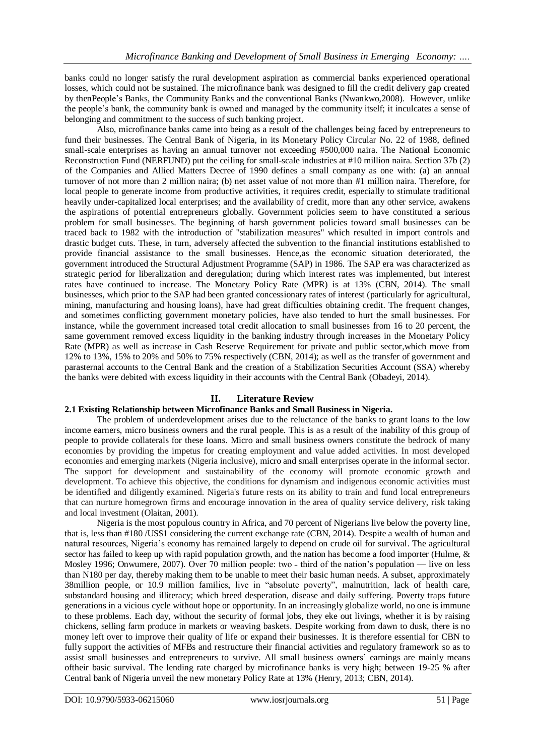banks could no longer satisfy the rural development aspiration as commercial banks experienced operational losses, which could not be sustained. The microfinance bank was designed to fill the credit delivery gap created by thenPeople's Banks, the Community Banks and the conventional Banks (Nwankwo,2008). However, unlike the people's bank, the community bank is owned and managed by the community itself; it inculcates a sense of belonging and commitment to the success of such banking project.

Also, microfinance banks came into being as a result of the challenges being faced by entrepreneurs to fund their businesses. The Central Bank of Nigeria, in its Monetary Policy Circular No. 22 of 1988, defined small-scale enterprises as having an annual turnover not exceeding #500,000 naira. The National Economic Reconstruction Fund (NERFUND) put the ceiling for small-scale industries at #10 million naira. Section 37b (2) of the Companies and Allied Matters Decree of 1990 defines a small company as one with: (a) an annual turnover of not more than 2 million naira; (b) net asset value of not more than #1 million naira. Therefore, for local people to generate income from productive activities, it requires credit, especially to stimulate traditional heavily under-capitalized local enterprises; and the availability of credit, more than any other service, awakens the aspirations of potential entrepreneurs globally. Government policies seem to have constituted a serious problem for small businesses. The beginning of harsh government policies toward small businesses can be traced back to 1982 with the introduction of "stabilization measures" which resulted in import controls and drastic budget cuts. These, in turn, adversely affected the subvention to the financial institutions established to provide financial assistance to the small businesses. Hence,as the economic situation deteriorated, the government introduced the Structural Adjustment Programme (SAP) in 1986. The SAP era was characterized as strategic period for liberalization and deregulation; during which interest rates was implemented, but interest rates have continued to increase. The Monetary Policy Rate (MPR) is at 13% (CBN, 2014). The small businesses, which prior to the SAP had been granted concessionary rates of interest (particularly for agricultural, mining, manufacturing and housing loans), have had great difficulties obtaining credit. The frequent changes, and sometimes conflicting government monetary policies, have also tended to hurt the small businesses. For instance, while the government increased total credit allocation to small businesses from 16 to 20 percent, the same government removed excess liquidity in the banking industry through increases in the Monetary Policy Rate (MPR) as well as increase in Cash Reserve Requirement for private and public sector,which move from 12% to 13%, 15% to 20% and 50% to 75% respectively (CBN, 2014); as well as the transfer of government and parasternal accounts to the Central Bank and the creation of a Stabilization Securities Account (SSA) whereby the banks were debited with excess liquidity in their accounts with the Central Bank (Obadeyi, 2014).

## II. Literature Review

### 2.1 Existing Relationship between Microfinance Banks and Small Business in Nigeria.

The problem of underdevelopment arises due to the reluctance of the banks to grant loans to the low income earners, micro business owners and the rural people. This is as a result of the inability of this group of people to provide collaterals for these loans. Micro and small business owners constitute the bedrock of many economies by providing the impetus for creating employment and value added activities. In most developed economies and emerging markets (Nigeria inclusive), micro and small enterprises operate in the informal sector. The support for development and sustainability of the economy will promote economic growth and development. To achieve this objective, the conditions for dynamism and indigenous economic activities must be identified and diligently examined. Nigeria's future rests on its ability to train and fund local entrepreneurs that can nurture homegrown firms and encourage innovation in the area of quality service delivery, risk taking and local investment (Olaitan, 2001).

Nigeria is the most populous country in Africa, and 70 percent of Nigerians live below the poverty line, that is, less than #180 /US$1 considering the current exchange rate (CBN, 2014). Despite a wealth of human and natural resources, Nigeria's economy has remained largely to depend on crude oil for survival. The agricultural sector has failed to keep up with rapid population growth, and the nation has become a food importer (Hulme, & Mosley 1996; Onwumere, 2007). Over 70 million people: two - third of the nation's population — live on less than N180 per day, thereby making them to be unable to meet their basic human needs. A subset, approximately 38million people, or 10.9 million families, live in "absolute poverty", malnutrition, lack of health care, substandard housing and illiteracy; which breed desperation, disease and daily suffering. Poverty traps future generations in a vicious cycle without hope or opportunity. In an increasingly globalize world, no one is immune to these problems. Each day, without the security of formal jobs, they eke out livings, whether it is by raising chickens, selling farm produce in markets or weaving baskets. Despite working from dawn to dusk, there is no money left over to improve their quality of life or expand their businesses. It is therefore essential for CBN to fully support the activities of MFBs and restructure their financial activities and regulatory framework so as to assist small businesses and entrepreneurs to survive. All small business owners' earnings are mainly means oftheir basic survival. The lending rate charged by microfinance banks is very high; between 19-25 % after Central bank of Nigeria unveil the new monetary Policy Rate at 13% (Henry, 2013; CBN, 2014).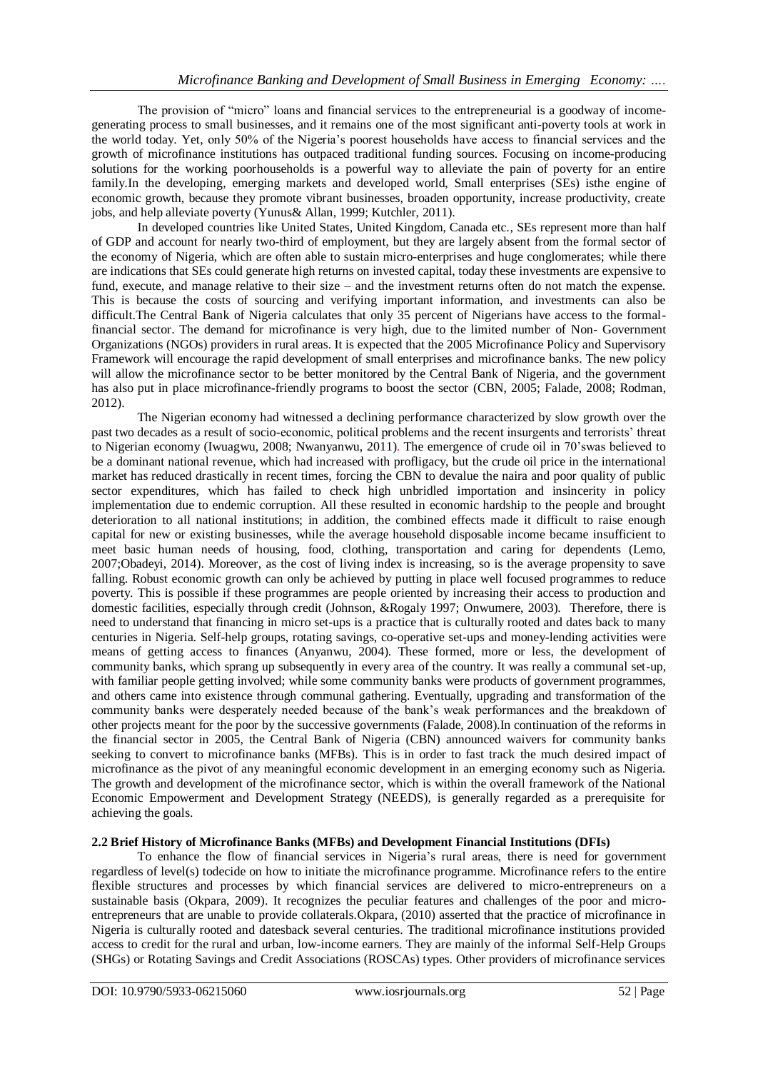The provision of "micro" loans and financial services to the entrepreneurial is a goodway of income-generating process to small businesses, and it remains one of the most significant anti-poverty tools at work in the world today. Yet, only 50% of the Nigeria's poorest households have access to financial services and the growth of microfinance institutions has outpaced traditional funding sources. Focusing on income-producing solutions for the working poorhouseholds is a powerful way to alleviate the pain of poverty for an entire family.In the developing, emerging markets and developed world, Small enterprises (SEs) isthe engine of economic growth, because they promote vibrant businesses, broaden opportunity, increase productivity, create jobs, and help alleviate poverty (Yunus& Allan, 1999; Kutchler, 2011).

In developed countries like United States, United Kingdom, Canada etc., SEs represent more than half of GDP and account for nearly two-third of employment, but they are largely absent from the formal sector of the economy of Nigeria, which are often able to sustain micro-enterprises and huge conglomerates; while there are indications that SEs could generate high returns on invested capital, today these investments are expensive to fund, execute, and manage relative to their size – and the investment returns often do not match the expense. This is because the costs of sourcing and verifying important information, and investments can also be difficult.The Central Bank of Nigeria calculates that only 35 percent of Nigerians have access to the formal-financial sector. The demand for microfinance is very high, due to the limited number of Non- Government Organizations (NGOs) providers in rural areas. It is expected that the 2005 Microfinance Policy and Supervisory Framework will encourage the rapid development of small enterprises and microfinance banks. The new policy will allow the microfinance sector to be better monitored by the Central Bank of Nigeria, and the government has also put in place microfinance-friendly programs to boost the sector (CBN, 2005; Falade, 2008; Rodman, 2012).

The Nigerian economy had witnessed a declining performance characterized by slow growth over the past two decades as a result of socio-economic, political problems and the recent insurgents and terrorists' threat to Nigerian economy (Iwuagwu, 2008; Nwanyanwu, 2011). The emergence of crude oil in 70'swas believed to be a dominant national revenue, which had increased with profligacy, but the crude oil price in the international market has reduced drastically in recent times, forcing the CBN to devalue the naira and poor quality of public sector expenditures, which has failed to check high unbridled importation and insincerity in policy implementation due to endemic corruption. All these resulted in economic hardship to the people and brought deterioration to all national institutions; in addition, the combined effects made it difficult to raise enough capital for new or existing businesses, while the average household disposable income became insufficient to meet basic human needs of housing, food, clothing, transportation and caring for dependents (Lemo, 2007;Obadeyi, 2014). Moreover, as the cost of living index is increasing, so is the average propensity to save falling. Robust economic growth can only be achieved by putting in place well focused programmes to reduce poverty. This is possible if these programmes are people oriented by increasing their access to production and domestic facilities, especially through credit (Johnson, &Rogaly 1997; Onwumere, 2003). Therefore, there is need to understand that financing in micro set-ups is a practice that is culturally rooted and dates back to many centuries in Nigeria. Self-help groups, rotating savings, co-operative set-ups and money-lending activities were means of getting access to finances (Anyanwu, 2004). These formed, more or less, the development of community banks, which sprang up subsequently in every area of the country. It was really a communal set-up, with familiar people getting involved; while some community banks were products of government programmes, and others came into existence through communal gathering. Eventually, upgrading and transformation of the community banks were desperately needed because of the bank's weak performances and the breakdown of other projects meant for the poor by the successive governments (Falade, 2008).In continuation of the reforms in the financial sector in 2005, the Central Bank of Nigeria (CBN) announced waivers for community banks seeking to convert to microfinance banks (MFBs). This is in order to fast track the much desired impact of microfinance as the pivot of any meaningful economic development in an emerging economy such as Nigeria. The growth and development of the microfinance sector, which is within the overall framework of the National Economic Empowerment and Development Strategy (NEEDS), is generally regarded as a prerequisite for achieving the goals.

### 2.2 Brief History of Microfinance Banks (MFBs) and Development Financial Institutions (DFIs)

To enhance the flow of financial services in Nigeria's rural areas, there is need for government regardless of level(s) todecide on how to initiate the microfinance programme. Microfinance refers to the entire flexible structures and processes by which financial services are delivered to micro-entrepreneurs on a sustainable basis (Okpara, 2009). It recognizes the peculiar features and challenges of the poor and micro-entrepreneurs that are unable to provide collaterals.Okpara, (2010) asserted that the practice of microfinance in Nigeria is culturally rooted and datesback several centuries. The traditional microfinance institutions provided access to credit for the rural and urban, low-income earners. They are mainly of the informal Self-Help Groups (SHGs) or Rotating Savings and Credit Associations (ROSCAs) types. Other providers of microfinance services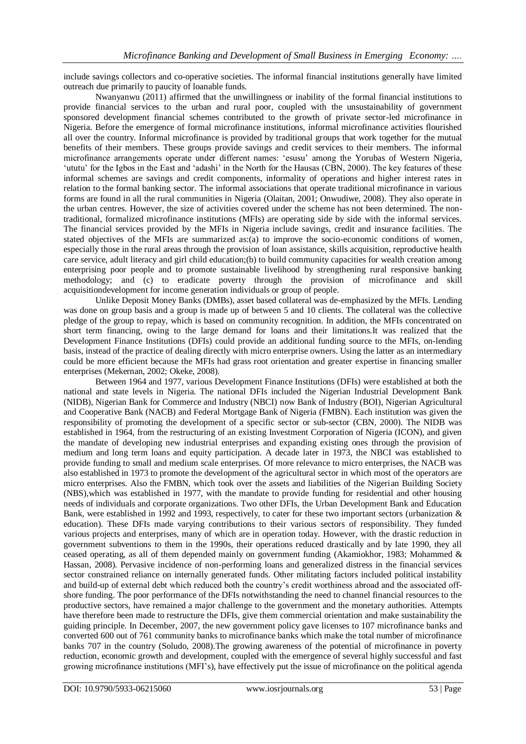include savings collectors and co-operative societies. The informal financial institutions generally have limited outreach due primarily to paucity of loanable funds.

Nwanyanwu (2011) affirmed that the unwillingness or inability of the formal financial institutions to provide financial services to the urban and rural poor, coupled with the unsustainability of government sponsored development financial schemes contributed to the growth of private sector-led microfinance in Nigeria. Before the emergence of formal microfinance institutions, informal microfinance activities flourished all over the country. Informal microfinance is provided by traditional groups that work together for the mutual benefits of their members. These groups provide savings and credit services to their members. The informal microfinance arrangements operate under different names: 'esusu' among the Yorubas of Western Nigeria, 'ututu' for the Igbos in the East and 'adashi' in the North for the Hausas (CBN, 2000). The key features of these informal schemes are savings and credit components, informality of operations and higher interest rates in relation to the formal banking sector. The informal associations that operate traditional microfinance in various forms are found in all the rural communities in Nigeria (Olaitan, 2001; Onwudiwe, 2008). They also operate in the urban centres. However, the size of activities covered under the scheme has not been determined. The non-traditional, formalized microfinance institutions (MFIs) are operating side by side with the informal services. The financial services provided by the MFIs in Nigeria include savings, credit and insurance facilities. The stated objectives of the MFIs are summarized as:(a) to improve the socio-economic conditions of women, especially those in the rural areas through the provision of loan assistance, skills acquisition, reproductive health care service, adult literacy and girl child education;(b) to build community capacities for wealth creation among enterprising poor people and to promote sustainable livelihood by strengthening rural responsive banking methodology; and (c) to eradicate poverty through the provision of microfinance and skill acquisitiondevelopment for income generation individuals or group of people.

Unlike Deposit Money Banks (DMBs), asset based collateral was de-emphasized by the MFIs. Lending was done on group basis and a group is made up of between 5 and 10 clients. The collateral was the collective pledge of the group to repay, which is based on community recognition. In addition, the MFIs concentrated on short term financing, owing to the large demand for loans and their limitations.It was realized that the Development Finance Institutions (DFIs) could provide an additional funding source to the MFIs, on-lending basis, instead of the practice of dealing directly with micro enterprise owners. Using the latter as an intermediary could be more efficient because the MFIs had grass root orientation and greater expertise in financing smaller enterprises (Mekernan, 2002; Okeke, 2008).

Between 1964 and 1977, various Development Finance Institutions (DFIs) were established at both the national and state levels in Nigeria. The national DFIs included the Nigerian Industrial Development Bank (NIDB), Nigerian Bank for Commerce and Industry (NBCI) now Bank of Industry (BOI), Nigerian Agricultural and Cooperative Bank (NACB) and Federal Mortgage Bank of Nigeria (FMBN). Each institution was given the responsibility of promoting the development of a specific sector or sub-sector (CBN, 2000). The NIDB was established in 1964, from the restructuring of an existing Investment Corporation of Nigeria (ICON), and given the mandate of developing new industrial enterprises and expanding existing ones through the provision of medium and long term loans and equity participation. A decade later in 1973, the NBCI was established to provide funding to small and medium scale enterprises. Of more relevance to micro enterprises, the NACB was also established in 1973 to promote the development of the agricultural sector in which most of the operators are micro enterprises. Also the FMBN, which took over the assets and liabilities of the Nigerian Building Society (NBS),which was established in 1977, with the mandate to provide funding for residential and other housing needs of individuals and corporate organizations. Two other DFIs, the Urban Development Bank and Education Bank, were established in 1992 and 1993, respectively, to cater for these two important sectors (urbanization & education). These DFIs made varying contributions to their various sectors of responsibility. They funded various projects and enterprises, many of which are in operation today. However, with the drastic reduction in government subventions to them in the 1990s, their operations reduced drastically and by late 1990, they all ceased operating, as all of them depended mainly on government funding (Akamiokhor, 1983; Mohammed & Hassan, 2008). Pervasive incidence of non-performing loans and generalized distress in the financial services sector constrained reliance on internally generated funds. Other militating factors included political instability and build-up of external debt which reduced both the country's credit worthiness abroad and the associated off-shore funding. The poor performance of the DFIs notwithstanding the need to channel financial resources to the productive sectors, have remained a major challenge to the government and the monetary authorities. Attempts have therefore been made to restructure the DFIs, give them commercial orientation and make sustainability the guiding principle. In December, 2007, the new government policy gave licenses to 107 microfinance banks and converted 600 out of 761 community banks to microfinance banks which make the total number of microfinance banks 707 in the country (Soludo, 2008).The growing awareness of the potential of microfinance in poverty reduction, economic growth and development, coupled with the emergence of several highly successful and fast growing microfinance institutions (MFI's), have effectively put the issue of microfinance on the political agenda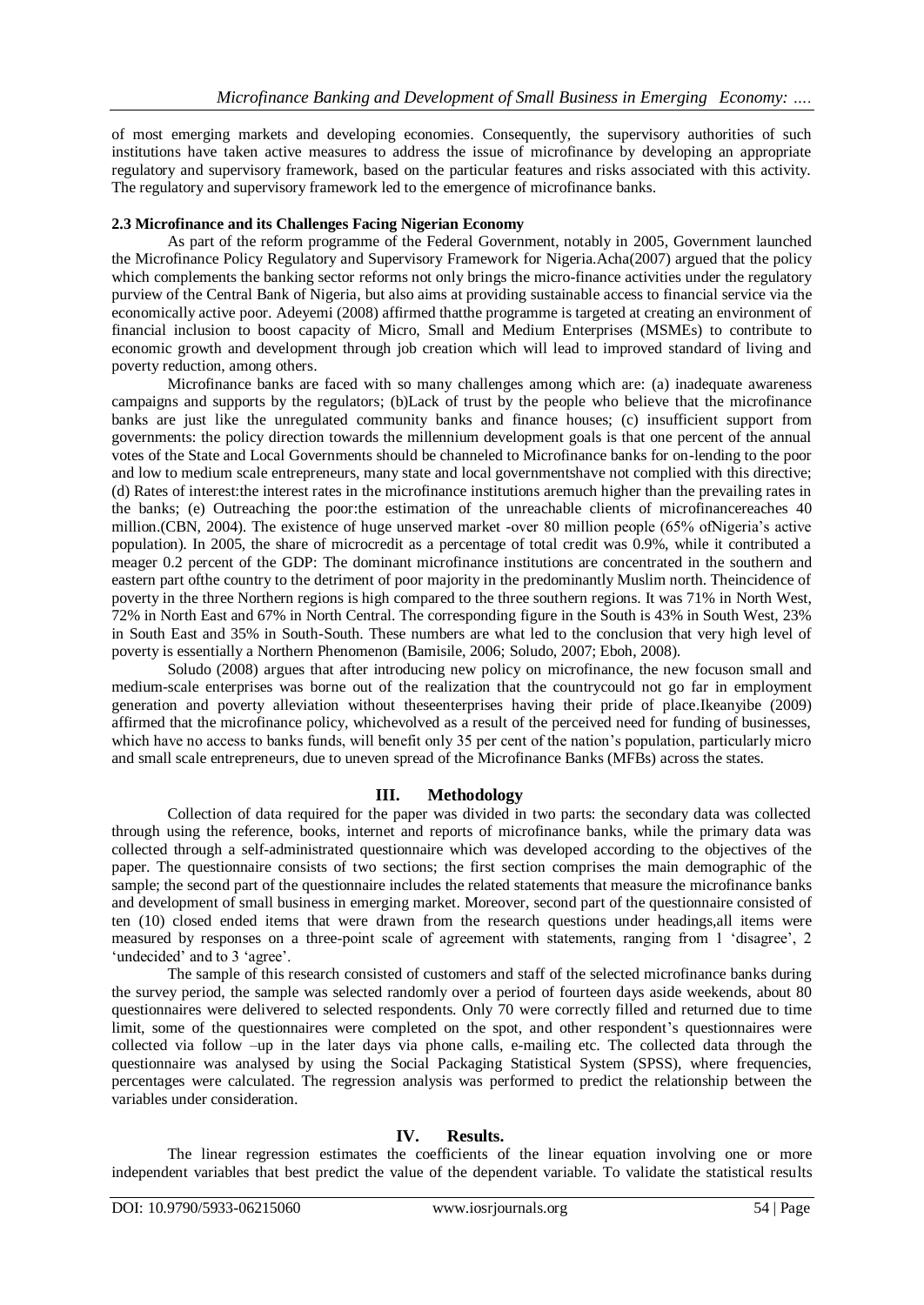of most emerging markets and developing economies. Consequently, the supervisory authorities of such institutions have taken active measures to address the issue of microfinance by developing an appropriate regulatory and supervisory framework, based on the particular features and risks associated with this activity. The regulatory and supervisory framework led to the emergence of microfinance banks.

### 2.3 Microfinance and its Challenges Facing Nigerian Economy

As part of the reform programme of the Federal Government, notably in 2005, Government launched the Microfinance Policy Regulatory and Supervisory Framework for Nigeria.Acha(2007) argued that the policy which complements the banking sector reforms not only brings the micro-finance activities under the regulatory purview of the Central Bank of Nigeria, but also aims at providing sustainable access to financial service via the economically active poor. Adeyemi (2008) affirmed thatthe programme is targeted at creating an environment of financial inclusion to boost capacity of Micro, Small and Medium Enterprises (MSMEs) to contribute to economic growth and development through job creation which will lead to improved standard of living and poverty reduction, among others.

Microfinance banks are faced with so many challenges among which are: (a) inadequate awareness campaigns and supports by the regulators; (b)Lack of trust by the people who believe that the microfinance banks are just like the unregulated community banks and finance houses; (c) insufficient support from governments: the policy direction towards the millennium development goals is that one percent of the annual votes of the State and Local Governments should be channeled to Microfinance banks for on-lending to the poor and low to medium scale entrepreneurs, many state and local governmentshave not complied with this directive; (d) Rates of interest:the interest rates in the microfinance institutions aremuch higher than the prevailing rates in the banks; (e) Outreaching the poor:the estimation of the unreachable clients of microfinancereaches 40 million.(CBN, 2004). The existence of huge unserved market -over 80 million people (65% ofNigeria's active population). In 2005, the share of microcredit as a percentage of total credit was 0.9%, while it contributed a meager 0.2 percent of the GDP: The dominant microfinance institutions are concentrated in the southern and eastern part ofthe country to the detriment of poor majority in the predominantly Muslim north. Theincidence of poverty in the three Northern regions is high compared to the three southern regions. It was 71% in North West, 72% in North East and 67% in North Central. The corresponding figure in the South is 43% in South West, 23% in South East and 35% in South-South. These numbers are what led to the conclusion that very high level of poverty is essentially a Northern Phenomenon (Bamisile, 2006; Soludo, 2007; Eboh, 2008).

Soludo (2008) argues that after introducing new policy on microfinance, the new focuson small and medium-scale enterprises was borne out of the realization that the countrycould not go far in employment generation and poverty alleviation without theseenterprises having their pride of place.Ikeanyibe (2009) affirmed that the microfinance policy, whichevolved as a result of the perceived need for funding of businesses, which have no access to banks funds, will benefit only 35 per cent of the nation's population, particularly micro and small scale entrepreneurs, due to uneven spread of the Microfinance Banks (MFBs) across the states.

## III. Methodology

Collection of data required for the paper was divided in two parts: the secondary data was collected through using the reference, books, internet and reports of microfinance banks, while the primary data was collected through a self-administrated questionnaire which was developed according to the objectives of the paper. The questionnaire consists of two sections; the first section comprises the main demographic of the sample; the second part of the questionnaire includes the related statements that measure the microfinance banks and development of small business in emerging market. Moreover, second part of the questionnaire consisted of ten (10) closed ended items that were drawn from the research questions under headings,all items were measured by responses on a three-point scale of agreement with statements, ranging from 1 'disagree', 2 'undecided' and to 3 'agree'.

The sample of this research consisted of customers and staff of the selected microfinance banks during the survey period, the sample was selected randomly over a period of fourteen days aside weekends, about 80 questionnaires were delivered to selected respondents. Only 70 were correctly filled and returned due to time limit, some of the questionnaires were completed on the spot, and other respondent's questionnaires were collected via follow –up in the later days via phone calls, e-mailing etc. The collected data through the questionnaire was analysed by using the Social Packaging Statistical System (SPSS), where frequencies, percentages were calculated. The regression analysis was performed to predict the relationship between the variables under consideration.

## IV. Results.

The linear regression estimates the coefficients of the linear equation involving one or more independent variables that best predict the value of the dependent variable. To validate the statistical results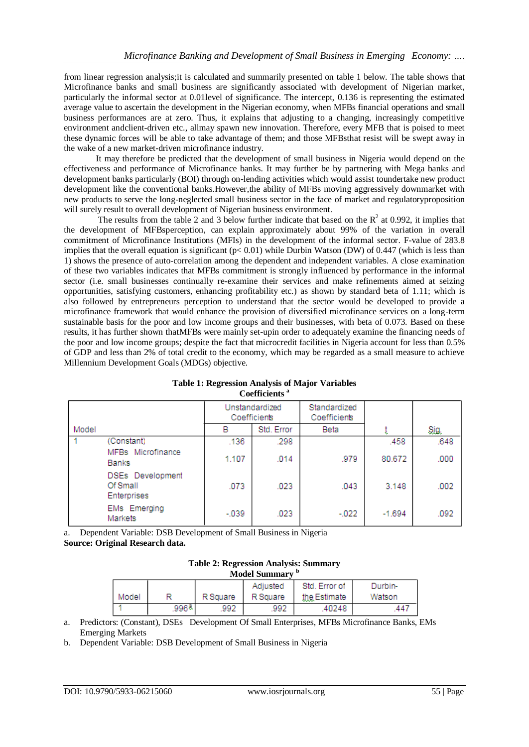from linear regression analysis;it is calculated and summarily presented on table 1 below. The table shows that Microfinance banks and small business are significantly associated with development of Nigerian market, particularly the informal sector at 0.01level of significance. The intercept, 0.136 is representing the estimated average value to ascertain the development in the Nigerian economy, when MFBs financial operations and small business performances are at zero. Thus, it explains that adjusting to a changing, increasingly competitive environment andclient-driven etc., allmay spawn new innovation. Therefore, every MFB that is poised to meet these dynamic forces will be able to take advantage of them; and those MFBsthat resist will be swept away in the wake of a new market-driven microfinance industry.

It may therefore be predicted that the development of small business in Nigeria would depend on the effectiveness and performance of Microfinance banks. It may further be by partnering with Mega banks and development banks particularly (BOI) through on-lending activities which would assist toundertake new product development like the conventional banks.However,the ability of MFBs moving aggressively downmarket with new products to serve the long-neglected small business sector in the face of market and regulatoryproposition will surely result to overall development of Nigerian business environment.

The results from the table 2 and 3 below further indicate that based on the $R^2$ at 0.992, it implies that the development of MFBsperception, can explain approximately about 99% of the variation in overall commitment of Microfinance Institutions (MFIs) in the development of the informal sector. F-value of 283.8 implies that the overall equation is significant ($p < 0.01$) while Durbin Watson (DW) of 0.447 (which is less than 1) shows the presence of auto-correlation among the dependent and independent variables. A close examination of these two variables indicates that MFBs commitment is strongly influenced by performance in the informal sector (i.e. small businesses continually re-examine their services and make refinements aimed at seizing opportunities, satisfying customers, enhancing profitability etc.) as shown by standard beta of 1.11; which is also followed by entrepreneurs perception to understand that the sector would be developed to provide a microfinance framework that would enhance the provision of diversified microfinance services on a long-term sustainable basis for the poor and low income groups and their businesses, with beta of 0.073. Based on these results, it has further shown thatMFBs were mainly set-upin order to adequately examine the financing needs of the poor and low income groups; despite the fact that microcredit facilities in Nigeria account for less than 0.5% of GDP and less than 2% of total credit to the economy, which may be regarded as a small measure to achieve Millennium Development Goals (MDGs) objective.

**Table 1: Regression Analysis of Major Variables**
**Coefficients [a]**

| Model | | Unstandardized Coefficients | | Standardized Coefficients | | |
|---|---|---|---|---|---|---|
| | | B | Std. Error | Beta | t | Sig. |
| 1 | (Constant) | .136 | .298 | | .458 | .648 |
| | MFBs Microfinance Banks | 1.107 | .014 | .979 | 80.672 | .000 |
| | DSEs Development Of Small Enterprises | .073 | .023 | .043 | 3.148 | .002 |
| | EMs Emerging Markets | -.039 | .023 | -.022 | -1.694 | .092 |

a. Dependent Variable: DSB Development of Small Business in Nigeria

**Source: Original Research data.**

**Table 2: Regression Analysis: Summary**
**Model Summary [b]**

| Model | R | R Square | Adjusted R Square | Std. Error of the Estimate | Durbin-Watson |
|---|---|---|---|---|---|
| 1 | .996[a] | .992 | .992 | .40248 | .447 |

a. Predictors: (Constant), DSEs Development Of Small Enterprises, MFBs Microfinance Banks, EMs Emerging Markets

b. Dependent Variable: DSB Development of Small Business in Nigeria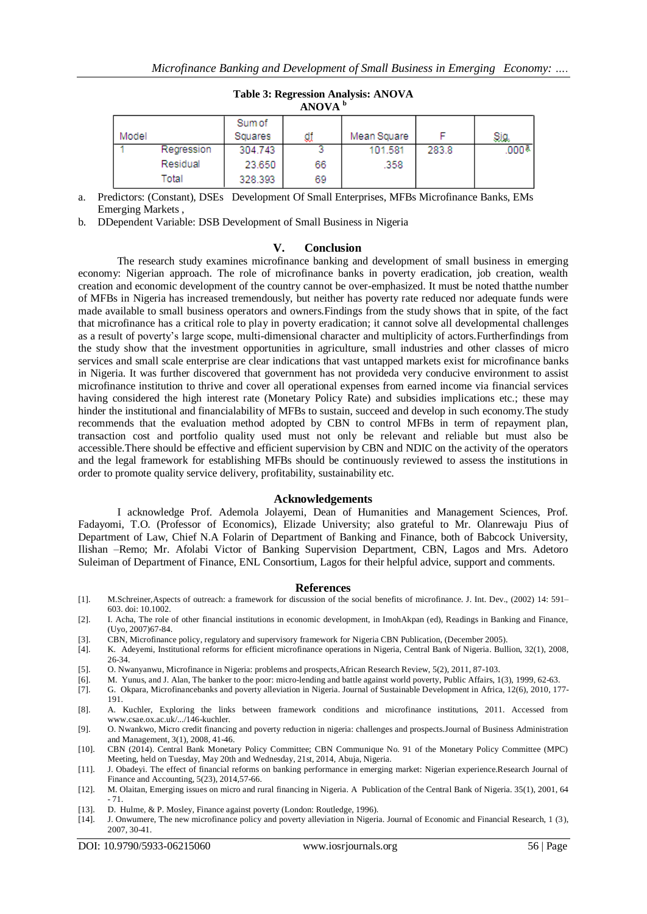**Table 3: Regression Analysis: ANOVA**

**ANOVA** [b]

| Model | | Sum of Squares | df | Mean Square | F | Sig. |
|---|---|---|---|---|---|---|
| 1 | Regression | 304.743 | 3 | 101.581 | 283.8 | .000[a] |
| | Residual | 23.650 | 66 | .358 | | |
| | Total | 328.393 | 69 | | | |

a. Predictors: (Constant), DSEs Development Of Small Enterprises, MFBs Microfinance Banks, EMs Emerging Markets ,

b. DDependent Variable: DSB Development of Small Business in Nigeria

## V. Conclusion

The research study examines microfinance banking and development of small business in emerging economy: Nigerian approach. The role of microfinance banks in poverty eradication, job creation, wealth creation and economic development of the country cannot be over-emphasized. It must be noted thatthe number of MFBs in Nigeria has increased tremendously, but neither has poverty rate reduced nor adequate funds were made available to small business operators and owners.Findings from the study shows that in spite, of the fact that microfinance has a critical role to play in poverty eradication; it cannot solve all developmental challenges as a result of poverty's large scope, multi-dimensional character and multiplicity of actors.Furtherfindings from the study show that the investment opportunities in agriculture, small industries and other classes of micro services and small scale enterprise are clear indications that vast untapped markets exist for microfinance banks in Nigeria. It was further discovered that government has not provideda very conducive environment to assist microfinance institution to thrive and cover all operational expenses from earned income via financial services having considered the high interest rate (Monetary Policy Rate) and subsidies implications etc.; these may hinder the institutional and financialability of MFBs to sustain, succeed and develop in such economy.The study recommends that the evaluation method adopted by CBN to control MFBs in term of repayment plan, transaction cost and portfolio quality used must not only be relevant and reliable but must also be accessible.There should be effective and efficient supervision by CBN and NDIC on the activity of the operators and the legal framework for establishing MFBs should be continuously reviewed to assess the institutions in order to promote quality service delivery, profitability, sustainability etc.

## Acknowledgements

I acknowledge Prof. Ademola Jolayemi, Dean of Humanities and Management Sciences, Prof. Fadayomi, T.O. (Professor of Economics), Elizade University; also grateful to Mr. Olanrewaju Pius of Department of Law, Chief N.A Folarin of Department of Banking and Finance, both of Babcock University, Ilishan –Remo; Mr. Afolabi Victor of Banking Supervision Department, CBN, Lagos and Mrs. Adetoro Suleiman of Department of Finance, ENL Consortium, Lagos for their helpful advice, support and comments.

## References

[1]. M.Schreiner,Aspects of outreach: a framework for discussion of the social benefits of microfinance. J. Int. Dev., (2002) 14: 591–603. doi: 10.1002.

[2]. I. Acha, The role of other financial institutions in economic development, in ImohAkpan (ed), Readings in Banking and Finance, (Uyo, 2007)67-84.

[3]. CBN, Microfinance policy, regulatory and supervisory framework for Nigeria CBN Publication, (December 2005).

[4]. K. Adeyemi, Institutional reforms for efficient microfinance operations in Nigeria, Central Bank of Nigeria. Bullion, 32(1), 2008, 26-34.

[5]. O. Nwanyanwu, Microfinance in Nigeria: problems and prospects,African Research Review, 5(2), 2011, 87-103.

[6]. M. Yunus, and J. Alan, The banker to the poor: micro-lending and battle against world poverty, Public Affairs, 1(3), 1999, 62-63.

[7]. G. Okpara, Microfinancebanks and poverty alleviation in Nigeria. Journal of Sustainable Development in Africa, 12(6), 2010, 177-191.

[8]. A. Kuchler, Exploring the links between framework conditions and microfinance institutions, 2011. Accessed from www.csae.ox.ac.uk/.../146-kuchler.

[9]. O. Nwankwo, Micro credit financing and poverty reduction in nigeria: challenges and prospects.Journal of Business Administration and Management, 3(1), 2008, 41-46.

[10]. CBN (2014). Central Bank Monetary Policy Committee; CBN Communique No. 91 of the Monetary Policy Committee (MPC) Meeting, held on Tuesday, May 20th and Wednesday, 21st, 2014, Abuja, Nigeria.

[11]. J. Obadeyi. The effect of financial reforms on banking performance in emerging market: Nigerian experience.Research Journal of Finance and Accounting, 5(23), 2014,57-66.

[12]. M. Olaitan, Emerging issues on micro and rural financing in Nigeria. A Publication of the Central Bank of Nigeria. 35(1), 2001, 64 - 71.

[13]. D. Hulme, & P. Mosley, Finance against poverty (London: Routledge, 1996).

[14]. J. Onwumere, The new microfinance policy and poverty alleviation in Nigeria. Journal of Economic and Financial Research, 1 (3), 2007, 30-41.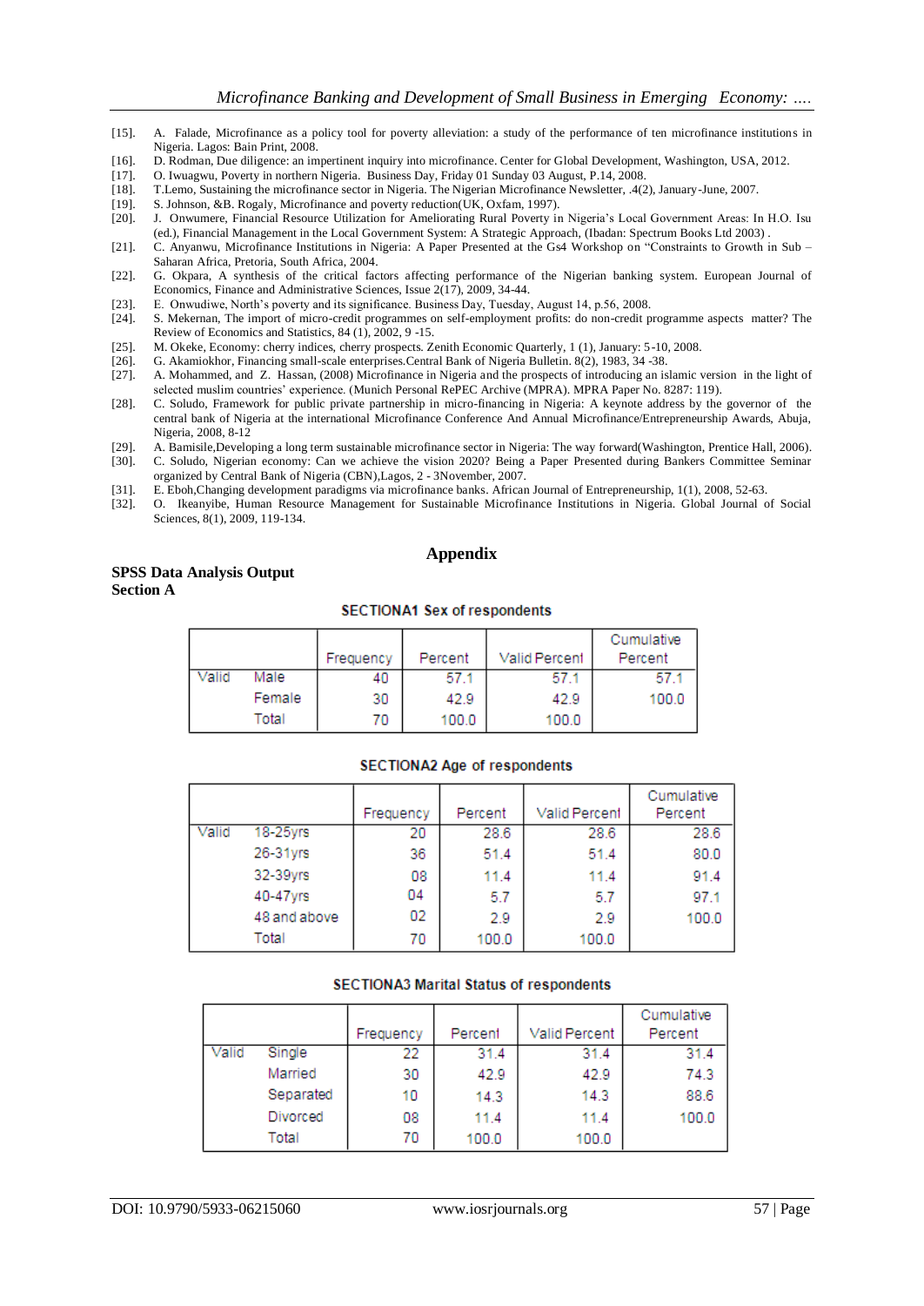[15]. A. Falade, Microfinance as a policy tool for poverty alleviation: a study of the performance of ten microfinance institutions in Nigeria. Lagos: Bain Print, 2008.

[16]. D. Rodman, Due diligence: an impertinent inquiry into microfinance. Center for Global Development, Washington, USA, 2012.

[17]. O. Iwuagwu, Poverty in northern Nigeria. Business Day, Friday 01 Sunday 03 August, P.14, 2008.

[18]. T.Lemo, Sustaining the microfinance sector in Nigeria. The Nigerian Microfinance Newsletter, .4(2), January-June, 2007.

[19]. S. Johnson, &B. Rogaly, Microfinance and poverty reduction(UK, Oxfam, 1997).

[20]. J. Onwumere, Financial Resource Utilization for Ameliorating Rural Poverty in Nigeria's Local Government Areas: In H.O. Isu (ed.), Financial Management in the Local Government System: A Strategic Approach, (Ibadan: Spectrum Books Ltd 2003) .

[21]. C. Anyanwu, Microfinance Institutions in Nigeria: A Paper Presented at the Gs4 Workshop on "Constraints to Growth in Sub – Saharan Africa, Pretoria, South Africa, 2004.

[22]. G. Okpara, A synthesis of the critical factors affecting performance of the Nigerian banking system. European Journal of Economics, Finance and Administrative Sciences, Issue 2(17), 2009, 34-44.

[23]. E. Onwudiwe, North's poverty and its significance. Business Day, Tuesday, August 14, p.56, 2008.

[24]. S. Mekernan, The import of micro-credit programmes on self-employment profits: do non-credit programme aspects matter? The Review of Economics and Statistics, 84 (1), 2002, 9 -15.

[25]. M. Okeke, Economy: cherry indices, cherry prospects. Zenith Economic Quarterly, 1 (1), January: 5-10, 2008.

[26]. G. Akamiokhor, Financing small-scale enterprises.Central Bank of Nigeria Bulletin. 8(2), 1983, 34 -38.

[27]. A. Mohammed, and Z. Hassan, (2008) Microfinance in Nigeria and the prospects of introducing an islamic version in the light of selected muslim countries' experience. (Munich Personal RePEC Archive (MPRA). MPRA Paper No. 8287: 119).

[28]. C. Soludo, Framework for public private partnership in micro-financing in Nigeria: A keynote address by the governor of the central bank of Nigeria at the international Microfinance Conference And Annual Microfinance/Entrepreneurship Awards, Abuja, Nigeria, 2008, 8-12

[29]. A. Bamisile,Developing a long term sustainable microfinance sector in Nigeria: The way forward(Washington, Prentice Hall, 2006).

[30]. C. Soludo, Nigerian economy: Can we achieve the vision 2020? Being a Paper Presented during Bankers Committee Seminar organized by Central Bank of Nigeria (CBN),Lagos, 2 - 3November, 2007.

[31]. E. Eboh,Changing development paradigms via microfinance banks. African Journal of Entrepreneurship, 1(1), 2008, 52-63.

[32]. O. Ikeanyibe, Human Resource Management for Sustainable Microfinance Institutions in Nigeria. Global Journal of Social Sciences, 8(1), 2009, 119-134.

# Appendix

**SPSS Data Analysis Output**
**Section A**

**SECTIONA1 Sex of respondents**

| | | Frequency | Percent | Valid Percent | Cumulative Percent |
|---|---|---|---|---|---|
| Valid | Male | 40 | 57.1 | 57.1 | 57.1 |
| | Female | 30 | 42.9 | 42.9 | 100.0 |
| | Total | 70 | 100.0 | 100.0 | |

**SECTIONA2 Age of respondents**

| | | Frequency | Percent | Valid Percent | Cumulative Percent |
|---|---|---|---|---|---|
| Valid | 18-25yrs | 20 | 28.6 | 28.6 | 28.6 |
| | 26-31yrs | 36 | 51.4 | 51.4 | 80.0 |
| | 32-39yrs | 08 | 11.4 | 11.4 | 91.4 |
| | 40-47yrs | 04 | 5.7 | 5.7 | 97.1 |
| | 48 and above | 02 | 2.9 | 2.9 | 100.0 |
| | Total | 70 | 100.0 | 100.0 | |

**SECTIONA3 Marital Status of respondents**

| | | Frequency | Percent | Valid Percent | Cumulative Percent |
|---|---|---|---|---|---|
| Valid | Single | 22 | 31.4 | 31.4 | 31.4 |
| | Married | 30 | 42.9 | 42.9 | 74.3 |
| | Separated | 10 | 14.3 | 14.3 | 88.6 |
| | Divorced | 08 | 11.4 | 11.4 | 100.0 |
| | Total | 70 | 100.0 | 100.0 | |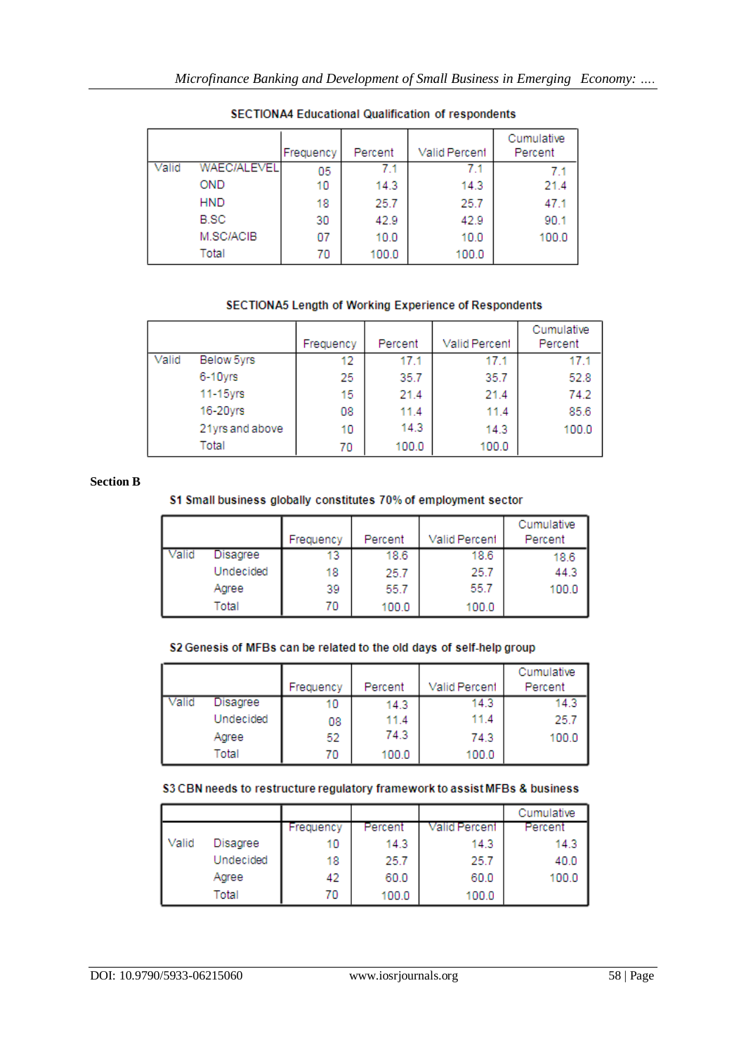**SECTIONA4 Educational Qualification of respondents**

| | | Frequency | Percent | Valid Percent | Cumulative Percent |
|---|---|---|---|---|---|
| Valid | WAEC/ALEVEL | 05 | 7.1 | 7.1 | 7.1 |
| | OND | 10 | 14.3 | 14.3 | 21.4 |
| | HND | 18 | 25.7 | 25.7 | 47.1 |
| | B.SC | 30 | 42.9 | 42.9 | 90.1 |
| | M.SC/ACIB | 07 | 10.0 | 10.0 | 100.0 |
| | Total | 70 | 100.0 | 100.0 | |

**SECTIONA5 Length of Working Experience of Respondents**

| | | Frequency | Percent | Valid Percent | Cumulative Percent |
|---|---|---|---|---|---|
| Valid | Below 5yrs | 12 | 17.1 | 17.1 | 17.1 |
| | 6-10yrs | 25 | 35.7 | 35.7 | 52.8 |
| | 11-15yrs | 15 | 21.4 | 21.4 | 74.2 |
| | 16-20yrs | 08 | 11.4 | 11.4 | 85.6 |
| | 21yrs and above | 10 | 14.3 | 14.3 | 100.0 |
| | Total | 70 | 100.0 | 100.0 | |

**Section B**

**S1 Small business globally constitutes 70% of employment sector**

| | | Frequency | Percent | Valid Percent | Cumulative Percent |
|---|---|---|---|---|---|
| Valid | Disagree | 13 | 18.6 | 18.6 | 18.6 |
| | Undecided | 18 | 25.7 | 25.7 | 44.3 |
| | Agree | 39 | 55.7 | 55.7 | 100.0 |
| | Total | 70 | 100.0 | 100.0 | |

**S2 Genesis of MFBs can be related to the old days of self-help group**

| | | Frequency | Percent | Valid Percent | Cumulative Percent |
|---|---|---|---|---|---|
| Valid | Disagree | 10 | 14.3 | 14.3 | 14.3 |
| | Undecided | 08 | 11.4 | 11.4 | 25.7 |
| | Agree | 52 | 74.3 | 74.3 | 100.0 |
| | Total | 70 | 100.0 | 100.0 | |

**S3 CBN needs to restructure regulatory framework to assist MFBs & business**

| | | Frequency | Percent | Valid Percent | Cumulative Percent |
|---|---|---|---|---|---|
| Valid | Disagree | 10 | 14.3 | 14.3 | 14.3 |
| | Undecided | 18 | 25.7 | 25.7 | 40.0 |
| | Agree | 42 | 60.0 | 60.0 | 100.0 |
| | Total | 70 | 100.0 | 100.0 | |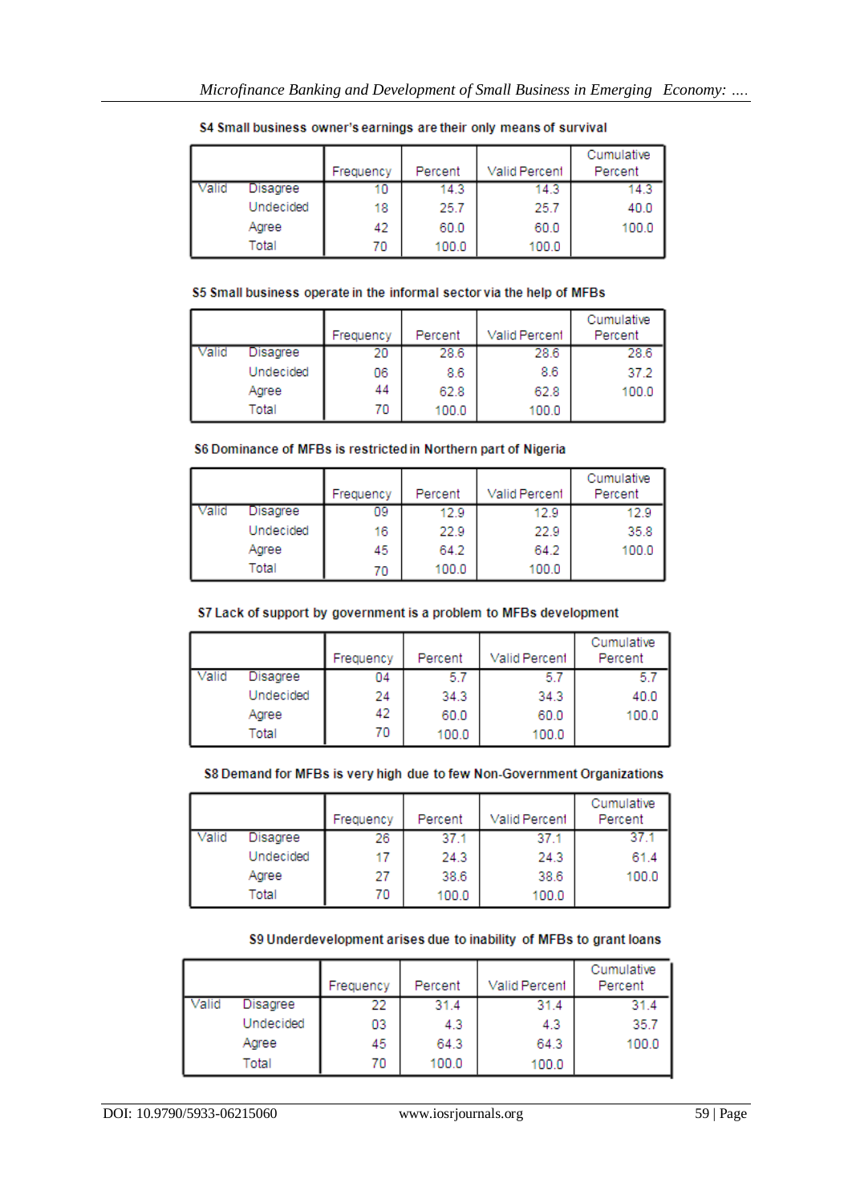**S4 Small business owner's earnings are their only means of survival**

| | | Frequency | Percent | Valid Percent | Cumulative Percent |
|---|---|---|---|---|---|
| Valid | Disagree | 10 | 14.3 | 14.3 | 14.3 |
| | Undecided | 18 | 25.7 | 25.7 | 40.0 |
| | Agree | 42 | 60.0 | 60.0 | 100.0 |
| | Total | 70 | 100.0 | 100.0 | |

**S5 Small business operate in the informal sector via the help of MFBs**

| | | Frequency | Percent | Valid Percent | Cumulative Percent |
|---|---|---|---|---|---|
| Valid | Disagree | 20 | 28.6 | 28.6 | 28.6 |
| | Undecided | 06 | 8.6 | 8.6 | 37.2 |
| | Agree | 44 | 62.8 | 62.8 | 100.0 |
| | Total | 70 | 100.0 | 100.0 | |

**S6 Dominance of MFBs is restricted in Northern part of Nigeria**

| | | Frequency | Percent | Valid Percent | Cumulative Percent |
|---|---|---|---|---|---|
| Valid | Disagree | 09 | 12.9 | 12.9 | 12.9 |
| | Undecided | 16 | 22.9 | 22.9 | 35.8 |
| | Agree | 45 | 64.2 | 64.2 | 100.0 |
| | Total | 70 | 100.0 | 100.0 | |

**S7 Lack of support by government is a problem to MFBs development**

| | | Frequency | Percent | Valid Percent | Cumulative Percent |
|---|---|---|---|---|---|
| Valid | Disagree | 04 | 5.7 | 5.7 | 5.7 |
| | Undecided | 24 | 34.3 | 34.3 | 40.0 |
| | Agree | 42 | 60.0 | 60.0 | 100.0 |
| | Total | 70 | 100.0 | 100.0 | |

**S8 Demand for MFBs is very high due to few Non-Government Organizations**

| | | Frequency | Percent | Valid Percent | Cumulative Percent |
|---|---|---|---|---|---|
| Valid | Disagree | 26 | 37.1 | 37.1 | 37.1 |
| | Undecided | 17 | 24.3 | 24.3 | 61.4 |
| | Agree | 27 | 38.6 | 38.6 | 100.0 |
| | Total | 70 | 100.0 | 100.0 | |

**S9 Underdevelopment arises due to inability of MFBs to grant loans**

| | | Frequency | Percent | Valid Percent | Cumulative Percent |
|---|---|---|---|---|---|
| Valid | Disagree | 22 | 31.4 | 31.4 | 31.4 |
| | Undecided | 03 | 4.3 | 4.3 | 35.7 |
| | Agree | 45 | 64.3 | 64.3 | 100.0 |
| | Total | 70 | 100.0 | 100.0 | |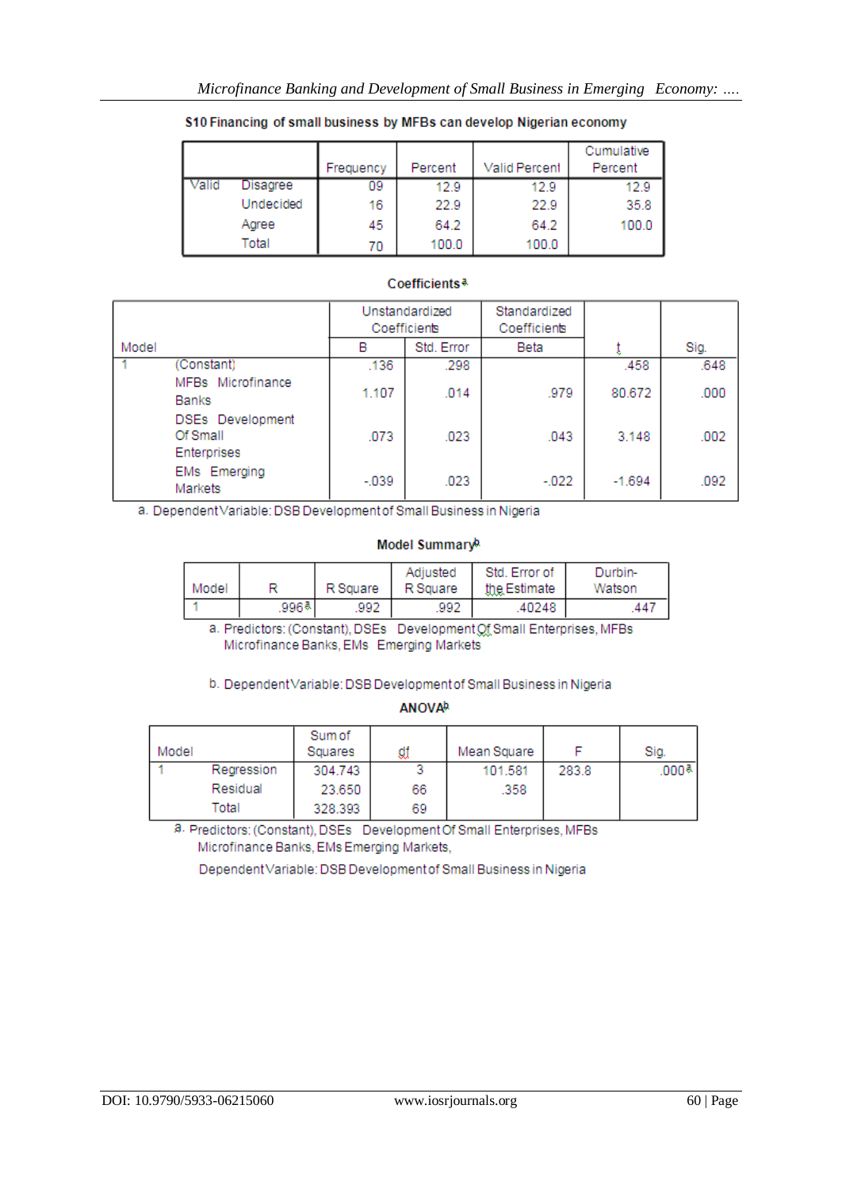**S10 Financing of small business by MFBs can develop Nigerian economy**

| | | Frequency | Percent | Valid Percent | Cumulative Percent |
|---|---|---|---|---|---|
| Valid | Disagree | 09 | 12.9 | 12.9 | 12.9 |
| | Undecided | 16 | 22.9 | 22.9 | 35.8 |
| | Agree | 45 | 64.2 | 64.2 | 100.0 |
| | Total | 70 | 100.0 | 100.0 | |

**Coefficients[a]**

| Model | | Unstandardized Coefficients | | Standardized Coefficients | t | Sig. |
|---|---|---|---|---|---|---|
| | | B | Std. Error | Beta | | |
| 1 | (Constant) | .136 | .298 | | .458 | .648 |
| | MFBs Microfinance Banks | 1.107 | .014 | .979 | 80.672 | .000 |
| | DSEs Development Of Small Enterprises | .073 | .023 | .043 | 3.148 | .002 |
| | EMs Emerging Markets | -.039 | .023 | -.022 | -1.694 | .092 |

a. Dependent Variable: DSB Development of Small Business in Nigeria

**Model Summary[b]**

| Model | R | R Square | Adjusted R Square | Std. Error of the Estimate | Durbin-Watson |
|---|---|---|---|---|---|
| 1 | .996[a] | .992 | .992 | .40248 | .447 |

a. Predictors: (Constant), DSEs Development Of Small Enterprises, MFBs Microfinance Banks, EMs Emerging Markets

b. Dependent Variable: DSB Development of Small Business in Nigeria

**ANOVA[b]**

| Model | | Sum of Squares | df | Mean Square | F | Sig. |
|---|---|---|---|---|---|---|
| 1 | Regression | 304.743 | 3 | 101.581 | 283.8 | .000[a] |
| | Residual | 23.650 | 66 | .358 | | |
| | Total | 328.393 | 69 | | | |

a. Predictors: (Constant), DSEs Development Of Small Enterprises, MFBs Microfinance Banks, EMs Emerging Markets,

Dependent Variable: DSB Development of Small Business in Nigeria